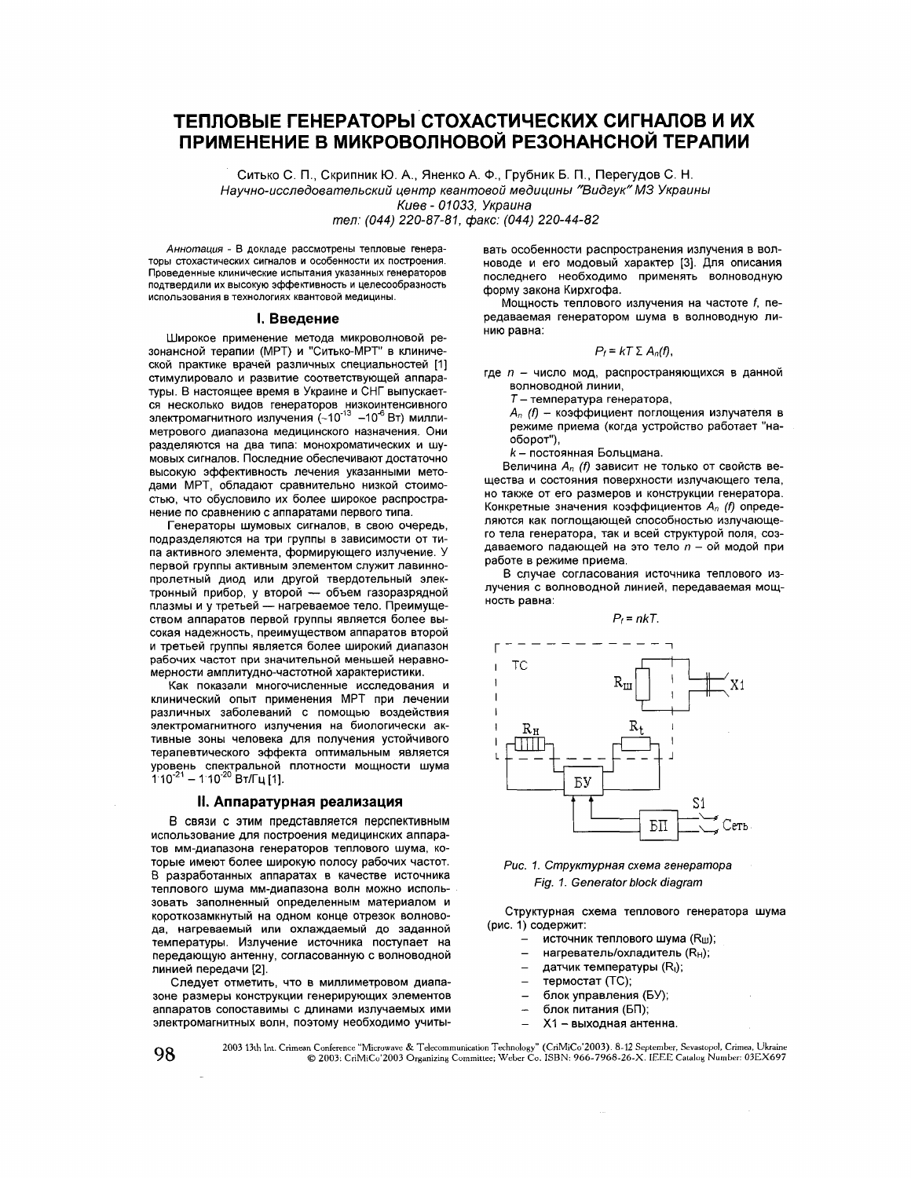# ТЕПЛОВЫЕ ГЕНЕРАТОРЫ СТОХАСТИЧЕСКИХ СИГНАЛОВ И ИХ ПРИМЕНЕНИЕ В МИКРОВОЛНОВОЙ РЕЗОНАНСНОЙ ТЕРАПИИ

Ситько С. П., Скрипник Ю. А., Яненко А. Ф., Грубник Б. П., Перегудов С. Н.

*Научно-исследовательский центр квантовой медицины "Видгук" МЗ Украины*

*Киев - 01033, Украина*

*тел: (044) 220-87-81, факс: (044) 220-44-82*

*Аннотация* - В докладе рассмотрены тепловые генераторы стохастических сигналов и особенности их построения. Проведенные клинические испытания указанных генераторов подтвердили их высокую эффективность и целесообразность использования в технологиях квантовой медицины.

## I. Введение

Широкое применение метода микроволновой резонансной терапии (МРТ) и "Ситько-МРТ" в клинической практике врачей различных специальностей [1] стимулировало и развитие соответствующей аппаратуры. В настоящее время в Украине и СНГ выпускается несколько видов генераторов низкоинтенсивного электромагнитного излучения ($\sim 10^{-13}$ $-10^{-6}$ Вт) миллиметрового диапазона медицинского назначения. Они разделяются на два типа: монохроматических и шумовых сигналов. Последние обеспечивают достаточно высокую эффективность лечения указанными методами МРТ, обладают сравнительно низкой стоимостью, что обусловило их более широкое распространение по сравнению с аппаратами первого типа.

Генераторы шумовых сигналов, в свою очередь, подразделяются на три группы в зависимости от типа активного элемента, формирующего излучение. У первой группы активным элементом служит лавинно-пролетный диод или другой твердотельный электронный прибор, у второй — объем газоразрядной плазмы и у третьей — нагреваемое тело. Преимуществом аппаратов первой группы является более высокая надежность, преимуществом аппаратов второй и третьей группы является более широкий диапазон рабочих частот при значительной меньшей неравномерности амплитудно-частотной характеристики.

Как показали многочисленные исследования и клинический опыт применения МРТ при лечении различных заболеваний с помощью воздействия электромагнитного излучения на биологически активные зоны человека для получения устойчивого терапевтического эффекта оптимальным является уровень спектральной плотности мощности шума $1\cdot10^{-21} - 1\cdot10^{-20}$ Вт/Гц [1].

## II. Аппаратурная реализация

В связи с этим представляется перспективным использование для построения медицинских аппаратов мм-диапазона генераторов теплового шума, которые имеют более широкую полосу рабочих частот. В разработанных аппаратах в качестве источника теплового шума мм-диапазона волн можно использовать заполненный определенным материалом и короткозамкнутый на одном конце отрезок волновода, нагреваемый или охлаждаемый до заданной температуры. Излучение источника поступает на передающую антенну, согласованную с волноводной линией передачи [2].

Следует отметить, что в миллиметровом диапазоне размеры конструкции генерирующих элементов аппаратов сопоставимы с длинами излучаемых ими электромагнитных волн, поэтому необходимо учитывать особенности распространения излучения в волноводе и его модовый характер [3]. Для описания последнего необходимо применять волноводную форму закона Кирхгофа.

Мощность теплового излучения на частоте f, передаваемая генератором шума в волноводную линию равна:

$$P_f = kT\,\Sigma\,A_n(f),$$

где $n$ – число мод, распространяющихся в данной волноводной линии,

$T$ – температура генератора,

$A_n(f)$ – коэффициент поглощения излучателя в режиме приема (когда устройство работает "наоборот"),

$k$ – постоянная Больцмана.

Величина $A_n(f)$ зависит не только от свойств вещества и состояния поверхности излучающего тела, но также от его размеров и конструкции генератора. Конкретные значения коэффициентов $A_n(f)$ определяются как поглощающей способностью излучающего тела генератора, так и всей структурой поля, создаваемого падающей на это тело $n$ – ой модой при работе в режиме приема.

В случае согласования источника теплового излучения с волноводной линией, передаваемая мощность равна:

$$P_f = nkT.$$

*Рис. 1. Структурная схема генератора*

*Fig. 1. Generator block diagram*

Структурная схема теплового генератора шума (рис. 1) содержит:

- источник теплового шума ($R_Ш$);
- нагреватель/охладитель ($R_Н$);
- датчик температуры ($R_t$);
- термостат (ТС);
- блок управления (БУ);
- блок питания (БП);
- X1 – выходная антенна.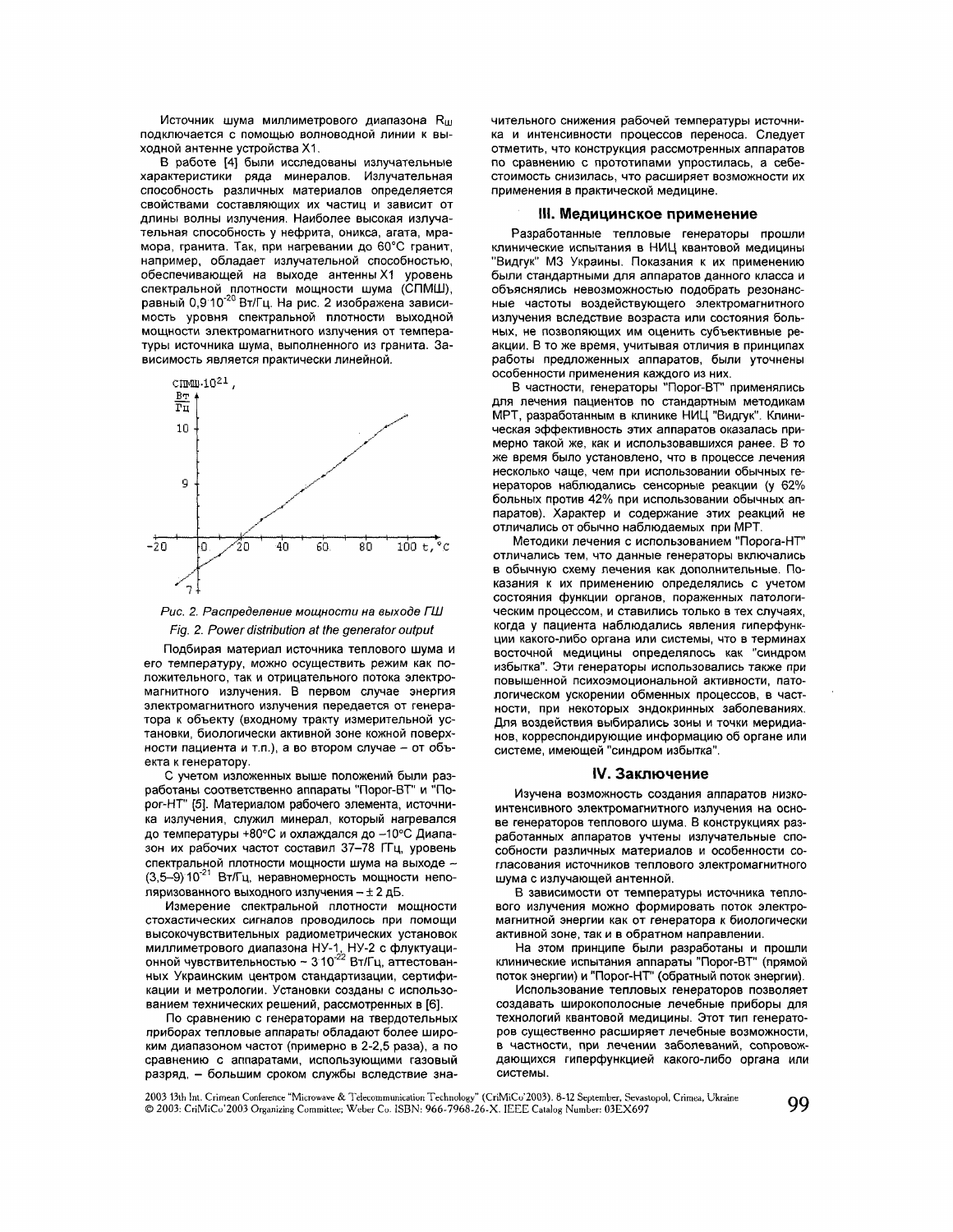Источник шума миллиметрового диапазона $R_ш$ подключается с помощью волноводной линии к выходной антенне устройства X1.

В работе [4] были исследованы излучательные характеристики ряда минералов. Излучательная способность различных материалов определяется свойствами составляющих их частиц и зависит от длины волны излучения. Наиболее высокая излучательная способность у нефрита, оникса, агата, мрамора, гранита. Так, при нагревании до 60°C гранит, например, обладает излучательной способностью, обеспечивающей на выходе антенны X1 уровень спектральной плотности мощности шума (СПМШ), равный $0{,}9\cdot10^{-20}$ Вт/Гц. На рис. 2 изображена зависимость уровня спектральной плотности выходной мощности электромагнитного излучения от температуры источника шума, выполненного из гранита. Зависимость является практически линейной.

*Рис. 2. Распределение мощности на выходе ГШ*

*Fig. 2. Power distribution at the generator output*

Подбирая материал источника теплового шума и его температуру, можно осуществить режим как положительного, так и отрицательного потока электромагнитного излучения. В первом случае энергия электромагнитного излучения передается от генератора к объекту (входному тракту измерительной установки, биологически активной зоне кожной поверхности пациента и т.п.), а во втором случае – от объекта к генератору.

С учетом изложенных выше положений были разработаны соответственно аппараты "Порог-ВТ" и "Порог-НТ" [5]. Материалом рабочего элемента, источника излучения, служил минерал, который нагревался до температуры +80°C и охлаждался до –10°C. Диапазон их рабочих частот составил 37–78 ГГц, уровень спектральной плотности мощности шума на выходе – $(3{,}5\text{–}9)\cdot10^{-21}$ Вт/Гц, неравномерность мощности неполяризованного выходного излучения – ± 2 дБ.

Измерение спектральной плотности мощности стохастических сигналов проводилось при помощи высокочувствительных радиометрических установок миллиметрового диапазона НУ-1, НУ-2 с флуктуационной чувствительностью ~ $3\cdot10^{-22}$ Вт/Гц, аттестованных Украинским центром стандартизации, сертификации и метрологии. Установки созданы с использованием технических решений, рассмотренных в [6].

По сравнению с генераторами на твердотельных приборах тепловые аппараты обладают более широким диапазоном частот (примерно в 2-2,5 раза), а по сравнению с аппаратами, использующими газовый разряд, – большим сроком службы вследствие значительного снижения рабочей температуры источника и интенсивности процессов переноса. Следует отметить, что конструкция рассмотренных аппаратов по сравнению с прототипами упростилась, а себестоимость снизилась, что расширяет возможности их применения в практической медицине.

## III. Медицинское применение

Разработанные тепловые генераторы прошли клинические испытания в НИЦ квантовой медицины "Видгук" МЗ Украины. Показания к их применению были стандартными для аппаратов данного класса и объяснялись невозможностью подобрать резонансные частоты воздействующего электромагнитного излучения вследствие возраста или состояния больных, не позволяющих им оценить субъективные реакции. В то же время, учитывая отличия в принципах работы предложенных аппаратов, были уточнены особенности применения каждого из них.

В частности, генераторы "Порог-ВТ" применялись для лечения пациентов по стандартным методикам МРТ, разработанным в клинике НИЦ "Видгук". Клиническая эффективность этих аппаратов оказалась примерно такой же, как и использовавшихся ранее. В то же время было установлено, что в процессе лечения несколько чаще, чем при использовании обычных генераторов наблюдались сенсорные реакции (у 62% больных против 42% при использовании обычных аппаратов). Характер и содержание этих реакций не отличались от обычно наблюдаемых при МРТ.

Методики лечения с использованием "Порога-НТ" отличались тем, что данные генераторы включались в обычную схему лечения как дополнительные. Показания к их применению определялись с учетом состояния функции органов, пораженных патологическим процессом, и ставились только в тех случаях, когда у пациента наблюдались явления гиперфункции какого-либо органа или системы, что в терминах восточной медицины определялось как "синдром избытка". Эти генераторы использовались также при повышенной психоэмоциональной активности, патологическом ускорении обменных процессов, в частности, при некоторых эндокринных заболеваниях. Для воздействия выбирались зоны и точки меридианов, корреспондирующие информацию об органе или системе, имеющей "синдром избытка".

## IV. Заключение

Изучена возможность создания аппаратов низкоинтенсивного электромагнитного излучения на основе генераторов теплового шума. В конструкциях разработанных аппаратов учтены излучательные способности различных материалов и особенности согласования источников теплового электромагнитного шума с излучающей антенной.

В зависимости от температуры источника теплового излучения можно формировать поток электромагнитной энергии как от генератора к биологически активной зоне, так и в обратном направлении.

На этом принципе были разработаны и прошли клинические испытания аппараты "Порог-ВТ" (прямой поток энергии) и "Порог-НТ" (обратный поток энергии).

Использование тепловых генераторов позволяет создавать широкополосные лечебные приборы для технологий квантовой медицины. Этот тип генераторов существенно расширяет лечебные возможности, в частности, при лечении заболеваний, сопровождающихся гиперфункцией какого-либо органа или системы.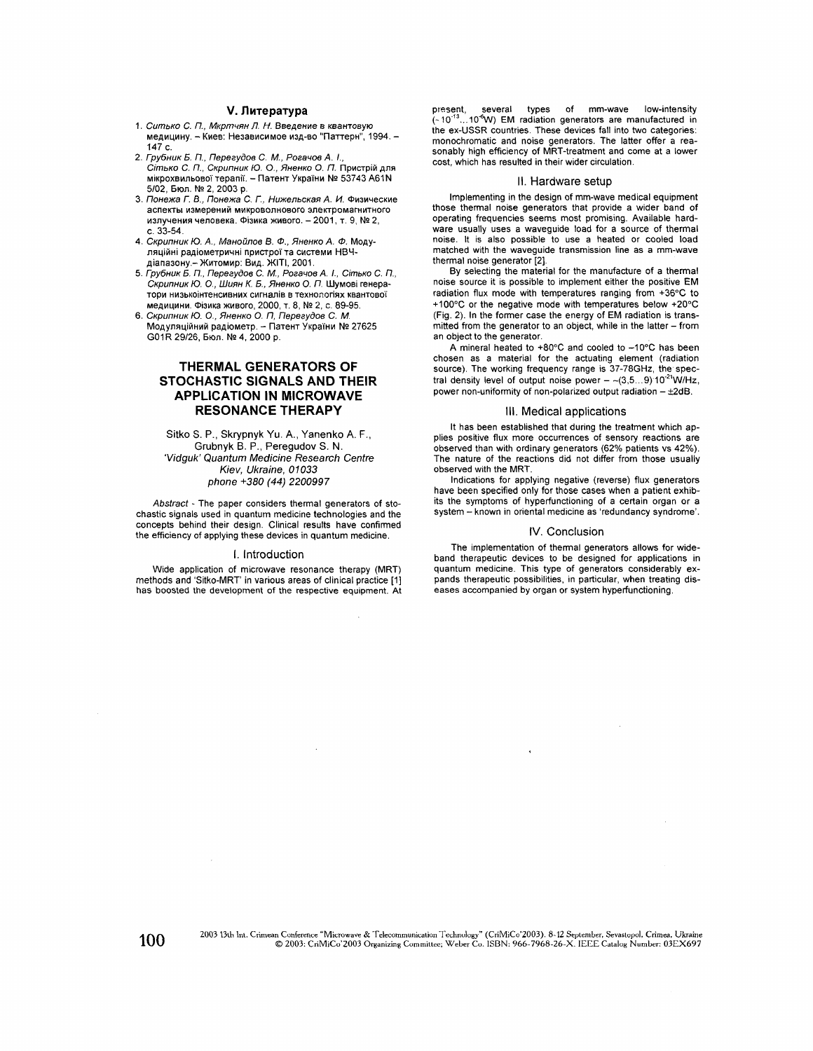## V. Литература

1. *Ситько С. П., Мкртчян Л. Н.* Введение в квантовую медицину. – Киев: Независимое изд-во "Паттерн", 1994. – 147 с.
2. *Грубник Б. П., Перегудов С. М., Рогачов А. І., Сітько С. П., Скрипник Ю. О., Яненко О. П.* Пристрій для мікрохвильової терапії. – Патент України № 53743 A61N 5/02, Бюл. № 2, 2003 р.
3. *Понежа Г. В., Понежа С. Г., Нижельская А. И.* Физические аспекты измерений микроволнового электромагнитного излучения человека. Фізика живого. – 2001, т. 9, № 2, с. 33-54.
4. *Скрипник Ю. А., Манойлов В. Ф., Яненко А. Ф.* Модуляційні радіометричні пристрої та системи НВЧ-діапазону.– Житомир: Вид. ЖІТІ, 2001.
5. *Грубник Б. П., Перегудов С. М., Рогачов А. І., Сітько С. П., Скрипник Ю. О., Шиян К. Б., Яненко О. П.* Шумові генератори низькоінтенсивних сигналів в технологіях квантової медицини. Фізика живого, 2000, т. 8, № 2, с. 89-95.
6. *Скрипник Ю. О., Яненко О. П, Перегудов С. М.* Модуляційний радіометр. – Патент України № 27625 G01R 29/26, Бюл. № 4, 2000 р.

# THERMAL GENERATORS OF STOCHASTIC SIGNALS AND THEIR APPLICATION IN MICROWAVE RESONANCE THERAPY

Sitko S. P., Skrypnyk Yu. A., Yanenko A. F., Grubnyk B. P., Peregudov S. N.
*'Vidguk' Quantum Medicine Research Centre*
*Kiev, Ukraine, 01033*
*phone +380 (44) 2200997*

*Abstract* - The paper considers thermal generators of stochastic signals used in quantum medicine technologies and the concepts behind their design. Clinical results have confirmed the efficiency of applying these devices in quantum medicine.

## I. Introduction

Wide application of microwave resonance therapy (MRT) methods and 'Sitko-MRT' in various areas of clinical practice [1] has boosted the development of the respective equipment. At present, several types of mm-wave low-intensity ($\sim 10^{-13}...10^{-6}$W) EM radiation generators are manufactured in the ex-USSR countries. These devices fall into two categories: monochromatic and noise generators. The latter offer a reasonably high efficiency of MRT-treatment and come at a lower cost, which has resulted in their wider circulation.

## II. Hardware setup

Implementing in the design of mm-wave medical equipment those thermal noise generators that provide a wider band of operating frequencies seems most promising. Available hardware usually uses a waveguide load for a source of thermal noise. It is also possible to use a heated or cooled load matched with the waveguide transmission line as a mm-wave thermal noise generator [2].

By selecting the material for the manufacture of a thermal noise source it is possible to implement either the positive EM radiation flux mode with temperatures ranging from +36°C to +100°C or the negative mode with temperatures below +20°C (Fig. 2). In the former case the energy of EM radiation is transmitted from the generator to an object, while in the latter – from an object to the generator.

A mineral heated to +80°C and cooled to –10°C has been chosen as a material for the actuating element (radiation source). The working frequency range is 37-78GHz, the spectral density level of output noise power – $\sim(3.5...9)\cdot10^{-21}$W/Hz, power non-uniformity of non-polarized output radiation – ±2dB.

## III. Medical applications

It has been established that during the treatment which applies positive flux more occurrences of sensory reactions are observed than with ordinary generators (62% patients vs 42%). The nature of the reactions did not differ from those usually observed with the MRT.

Indications for applying negative (reverse) flux generators have been specified only for those cases when a patient exhibits the symptoms of hyperfunctioning of a certain organ or a system – known in oriental medicine as 'redundancy syndrome'.

## IV. Conclusion

The implementation of thermal generators allows for wideband therapeutic devices to be designed for applications in quantum medicine. This type of generators considerably expands therapeutic possibilities, in particular, when treating diseases accompanied by organ or system hyperfunctioning.